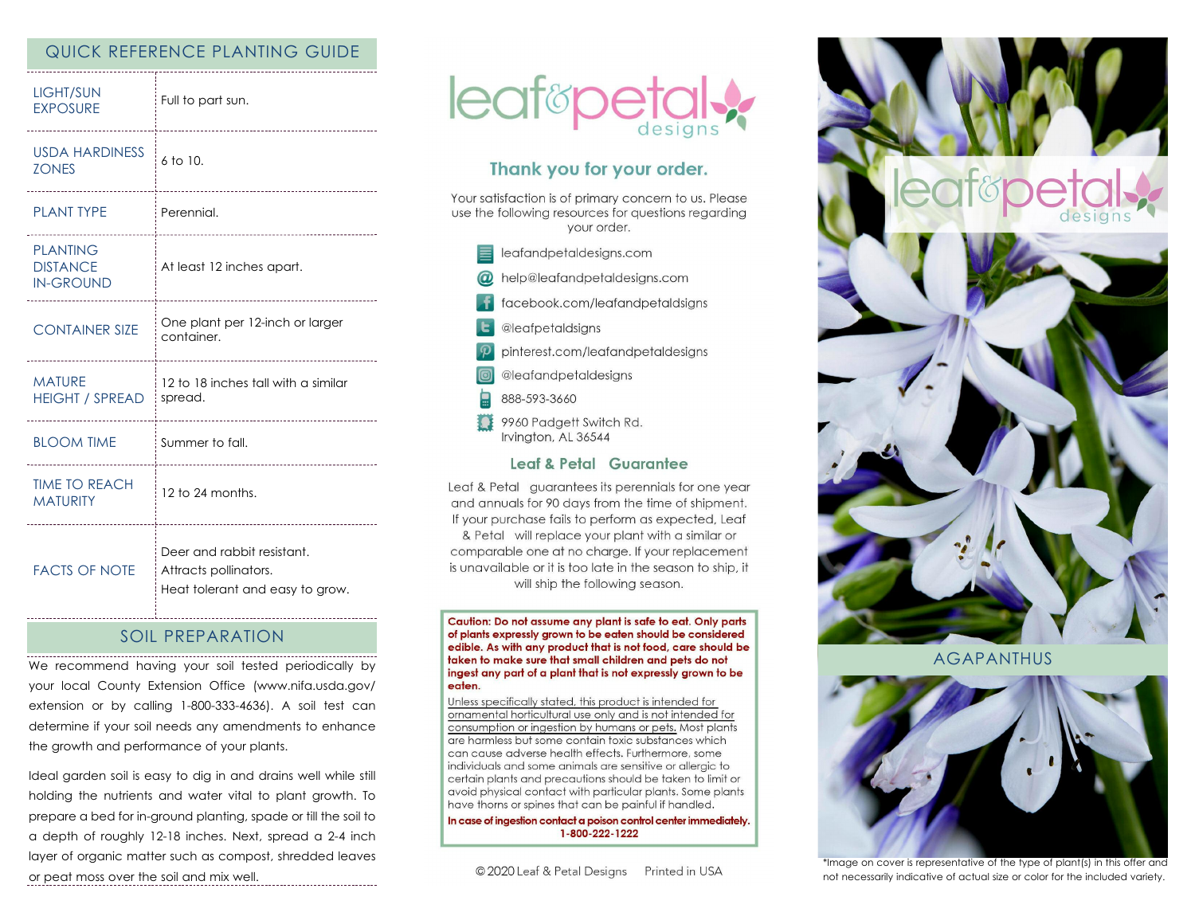## QUICK REFERENCE PLANTING GUIDE

| | |
|---|---|
| LIGHT/SUN EXPOSURE | Full to part sun. |
| USDA HARDINESS ZONES | 6 to 10. |
| PLANT TYPE | Perennial. |
| PLANTING DISTANCE IN-GROUND | At least 12 inches apart. |
| CONTAINER SIZE | One plant per 12-inch or larger container. |
| MATURE HEIGHT / SPREAD | 12 to 18 inches tall with a similar spread. |
| BLOOM TIME | Summer to fall. |
| TIME TO REACH MATURITY | 12 to 24 months. |
| FACTS OF NOTE | Deer and rabbit resistant. Attracts pollinators. Heat tolerant and easy to grow. |

## SOIL PREPARATION

We recommend having your soil tested periodically by your local County Extension Office (www.nifa.usda.gov/extension or by calling 1-800-333-4636). A soil test can determine if your soil needs any amendments to enhance the growth and performance of your plants.

Ideal garden soil is easy to dig in and drains well while still holding the nutrients and water vital to plant growth. To prepare a bed for in-ground planting, spade or till the soil to a depth of roughly 12-18 inches. Next, spread a 2-4 inch layer of organic matter such as compost, shredded leaves or peat moss over the soil and mix well.

leaf&petal designs

### Thank you for your order.

Your satisfaction is of primary concern to us. Please use the following resources for questions regarding your order.

- leafandpetaldesigns.com
- help@leafandpetaldesigns.com
- facebook.com/leafandpetaldsigns
- @leafpetaldsigns
- pinterest.com/leafandpetaldesigns
- @leafandpetaldesigns
- 888-593-3660
- 9960 Padgett Switch Rd. Irvington, AL 36544

### Leaf & Petal Guarantee

Leaf & Petal guarantees its perennials for one year and annuals for 90 days from the time of shipment. If your purchase fails to perform as expected, Leaf & Petal will replace your plant with a similar or comparable one at no charge. If your replacement is unavailable or it is too late in the season to ship, it will ship the following season.

**Caution: Do not assume any plant is safe to eat. Only parts of plants expressly grown to be eaten should be considered edible. As with any product that is not food, care should be taken to make sure that small children and pets do not ingest any part of a plant that is not expressly grown to be eaten.**

Unless specifically stated, this product is intended for ornamental horticultural use only and is not intended for consumption or ingestion by humans or pets. Most plants are harmless but some contain toxic substances which can cause adverse health effects. Furthermore, some individuals and some animals are sensitive or allergic to certain plants and precautions should be taken to limit or avoid physical contact with particular plants. Some plants have thorns or spines that can be painful if handled.

**In case of ingestion contact a poison control center immediately. 1-800-222-1222**

© 2020 Leaf & Petal Designs Printed in USA

leaf&petal designs

# AGAPANTHUS

*Image on cover is representative of the type of plant(s) in this offer and not necessarily indicative of actual size or color for the included variety.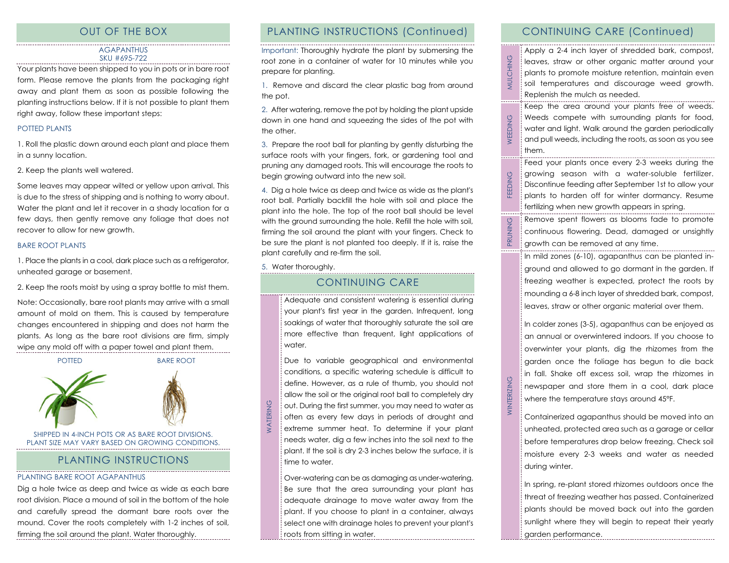## OUT OF THE BOX

AGAPANTHUS
SKU #695-722

Your plants have been shipped to you in pots or in bare root form. Please remove the plants from the packaging right away and plant them as soon as possible following the planting instructions below. If it is not possible to plant them right away, follow these important steps:

### POTTED PLANTS

1. Roll the plastic down around each plant and place them in a sunny location.

2. Keep the plants well watered.

Some leaves may appear wilted or yellow upon arrival. This is due to the stress of shipping and is nothing to worry about. Water the plant and let it recover in a shady location for a few days, then gently remove any foliage that does not recover to allow for new growth.

### BARE ROOT PLANTS

1. Place the plants in a cool, dark place such as a refrigerator, unheated garage or basement.

2. Keep the roots moist by using a spray bottle to mist them.

Note: Occasionally, bare root plants may arrive with a small amount of mold on them. This is caused by temperature changes encountered in shipping and does not harm the plants. As long as the bare root divisions are firm, simply wipe any mold off with a paper towel and plant them.

POTTED

BARE ROOT

SHIPPED IN 4-INCH POTS OR AS BARE ROOT DIVISIONS.
PLANT SIZE MAY VARY BASED ON GROWING CONDITIONS.

## PLANTING INSTRUCTIONS

### PLANTING BARE ROOT AGAPANTHUS

Dig a hole twice as deep and twice as wide as each bare root division. Place a mound of soil in the bottom of the hole and carefully spread the dormant bare roots over the mound. Cover the roots completely with 1-2 inches of soil, firming the soil around the plant. Water thoroughly.

## PLANTING INSTRUCTIONS (Continued)

Important: Thoroughly hydrate the plant by submersing the root zone in a container of water for 10 minutes while you prepare for planting.

1. Remove and discard the clear plastic bag from around the pot.

2. After watering, remove the pot by holding the plant upside down in one hand and squeezing the sides of the pot with the other.

3. Prepare the root ball for planting by gently disturbing the surface roots with your fingers, fork, or gardening tool and pruning any damaged roots. This will encourage the roots to begin growing outward into the new soil.

4. Dig a hole twice as deep and twice as wide as the plant's root ball. Partially backfill the hole with soil and place the plant into the hole. The top of the root ball should be level with the ground surrounding the hole. Refill the hole with soil, firming the soil around the plant with your fingers. Check to be sure the plant is not planted too deeply. If it is, raise the plant carefully and re-firm the soil.

5. Water thoroughly.

## CONTINUING CARE

### WATERING

Adequate and consistent watering is essential during your plant's first year in the garden. Infrequent, long soakings of water that thoroughly saturate the soil are more effective than frequent, light applications of water.

Due to variable geographical and environmental conditions, a specific watering schedule is difficult to define. However, as a rule of thumb, you should not allow the soil or the original root ball to completely dry out. During the first summer, you may need to water as often as every few days in periods of drought and extreme summer heat. To determine if your plant needs water, dig a few inches into the soil next to the plant. If the soil is dry 2-3 inches below the surface, it is time to water.

Over-watering can be as damaging as under-watering. Be sure that the area surrounding your plant has adequate drainage to move water away from the plant. If you choose to plant in a container, always select one with drainage holes to prevent your plant's roots from sitting in water.

## CONTINUING CARE (Continued)

### MULCHING

Apply a 2-4 inch layer of shredded bark, compost, leaves, straw or other organic matter around your plants to promote moisture retention, maintain even soil temperatures and discourage weed growth. Replenish the mulch as needed.

### WEEDING

Keep the area around your plants free of weeds. Weeds compete with surrounding plants for food, water and light. Walk around the garden periodically and pull weeds, including the roots, as soon as you see them.

### FEEDING

Feed your plants once every 2-3 weeks during the growing season with a water-soluble fertilizer. Discontinue feeding after September 1st to allow your plants to harden off for winter dormancy. Resume fertilizing when new growth appears in spring.

### PRUNING

Remove spent flowers as blooms fade to promote continuous flowering. Dead, damaged or unsightly growth can be removed at any time.

### WINTERIZING

In mild zones (6-10), agapanthus can be planted in-ground and allowed to go dormant in the garden. If freezing weather is expected, protect the roots by mounding a 6-8 inch layer of shredded bark, compost, leaves, straw or other organic material over them.

In colder zones (3-5), agapanthus can be enjoyed as an annual or overwintered indoors. If you choose to overwinter your plants, dig the rhizomes from the garden once the foliage has begun to die back in fall. Shake off excess soil, wrap the rhizomes in newspaper and store them in a cool, dark place where the temperature stays around 45°F.

Containerized agapanthus should be moved into an unheated, protected area such as a garage or cellar before temperatures drop below freezing. Check soil moisture every 2-3 weeks and water as needed during winter.

In spring, re-plant stored rhizomes outdoors once the threat of freezing weather has passed. Containerized plants should be moved back out into the garden sunlight where they will begin to repeat their yearly garden performance.